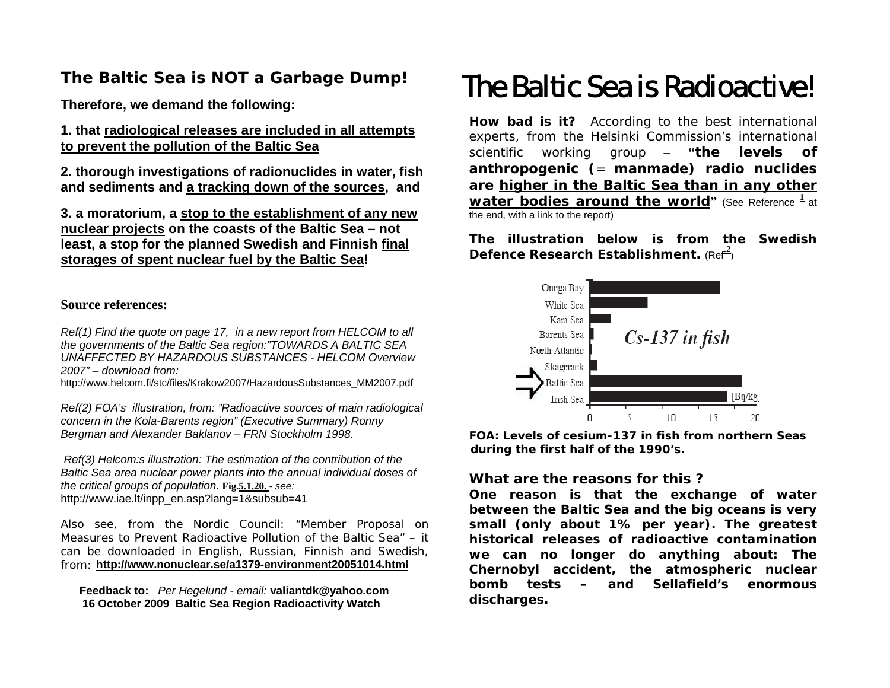## The Baltic Sea is NOT a Garbage Dump!

**Therefore, we demand the following:**

**1. that <u>radiological releases are included in all attempts to prevent the pollution of the Baltic Sea</u>**

**2. thorough investigations of radionuclides in water, fish and sediments and <u>a tracking down of the sources</u>, and**

**3. a moratorium, a <u>stop to the establishment of any new nuclear projects</u> on the coasts of the Baltic Sea – not least, a stop for the planned Swedish and Finnish <u>final storages of spent nuclear fuel by the Baltic Sea</u>!**

### Source references:

*Ref(1) Find the quote on page 17, in a new report from HELCOM to all the governments of the Baltic Sea region:"TOWARDS A BALTIC SEA UNAFFECTED BY HAZARDOUS SUBSTANCES - HELCOM Overview 2007" – download from:*
http://www.helcom.fi/stc/files/Krakow2007/HazardousSubstances_MM2007.pdf

*Ref(2) FOA's illustration, from: "Radioactive sources of main radiological concern in the Kola-Barents region" (Executive Summary) Ronny Bergman and Alexander Baklanov – FRN Stockholm 1998.*

*Ref(3) Helcom:s illustration: The estimation of the contribution of the Baltic Sea area nuclear power plants into the annual individual doses of the critical groups of population.* **Fig.5.1.20.** *- see:*
http://www.iae.lt/inpp_en.asp?lang=1&subsub=41

Also see, from the Nordic Council: "Member Proposal on Measures to Prevent Radioactive Pollution of the Baltic Sea" – it can be downloaded in English, Russian, Finnish and Swedish, from: **http://www.nonuclear.se/a1379-environment20051014.html**

**Feedback to:** *Per Hegelund - email:* **valiantdk@yahoo.com**
**16 October 2009 Baltic Sea Region Radioactivity Watch**

# The Baltic Sea is Radioactive!

**How bad is it?** According to the best international experts, from the Helsinki Commission's international scientific working group – **"the levels of anthropogenic (= manmade) radio nuclides are <u>higher in the Baltic Sea than in any other water bodies around the world</u>"** (See Reference [1] at the end, with a link to the report)

**The illustration below is from the Swedish Defence Research Establishment.** (Ref[2])

*Cs-137 in fish*

| Sea | Cs-137 [Bq/kg] (approx.) |
|---|---|
| Onega Bay | ~16 |
| White Sea | ~7.5 |
| Kara Sea | ~2.5 |
| Barents Sea | ~0.5 |
| North Atlantic | ~0.2 |
| Skagerack | ~1 |
| Baltic Sea | ~18.5 |
| Irish Sea | ~16.5 |

**FOA: Levels of cesium-137 in fish from northern Seas during the first half of the 1990's.**

### What are the reasons for this ?

**One reason is that the exchange of water between the Baltic Sea and the big oceans is very small (only about 1% per year). The greatest historical releases of radioactive contamination we can no longer do anything about: The Chernobyl accident, the atmospheric nuclear bomb tests – and Sellafield's enormous discharges.**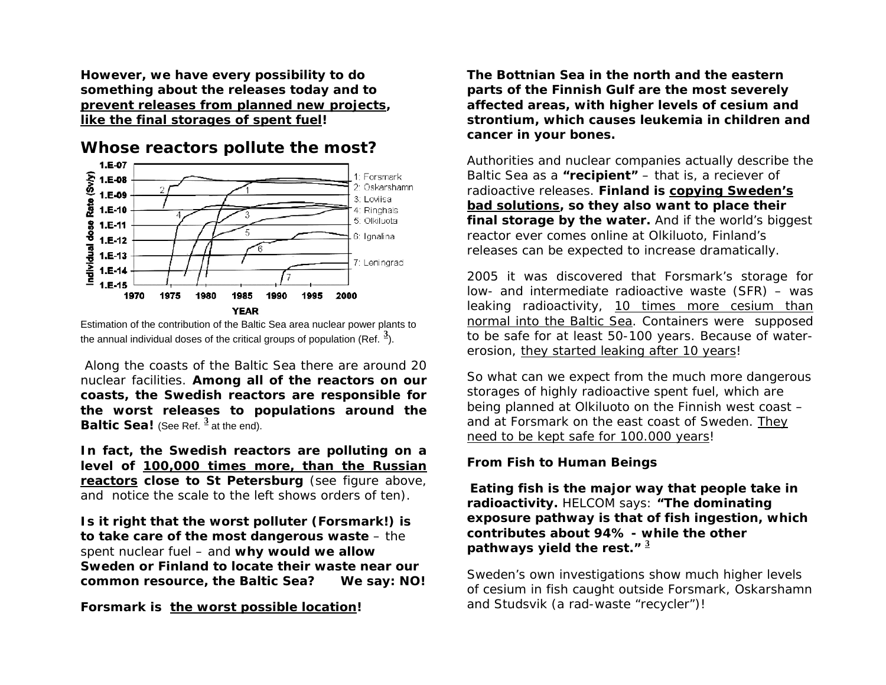**However, we have every possibility to do something about the releases today and to prevent releases from planned new projects, like the final storages of spent fuel!**

## Whose reactors pollute the most?

1.E-07
1.E-08
1.E-09
1.E-10
1.E-11
1.E-12
1.E-13
1.E-14
1.E-15
Individual dose Rate (Sv/y)
1970 1975 1980 1985 1990 1995 2000
YEAR
1: Forsmark
2: Oskarshamn
3: Loviisa
4: Ringhals
5: Olkiluota
6: Ignalina
7: Leningrad

Estimation of the contribution of the Baltic Sea area nuclear power plants to the annual individual doses of the critical groups of population (Ref. [3]).

Along the coasts of the Baltic Sea there are around 20 nuclear facilities. **Among all of the reactors on our coasts, the Swedish reactors are responsible for the worst releases to populations around the Baltic Sea!** (See Ref. [3] at the end).

**In fact, the Swedish reactors are polluting on a level of 100,000 times more, than the Russian reactors close to St Petersburg** (see figure above, and notice the scale to the left shows orders of ten).

**Is it right that the worst polluter (Forsmark!) is to take care of the most dangerous waste** – the spent nuclear fuel – and **why would we allow Sweden or Finland to locate their waste near our common resource, the Baltic Sea? We say: NO!**

**Forsmark is the worst possible location!**

**The Bottnian Sea in the north and the eastern parts of the Finnish Gulf are the most severely affected areas, with higher levels of cesium and strontium, which causes leukemia in children and cancer in your bones.**

Authorities and nuclear companies actually describe the Baltic Sea as a **"recipient"** – that is, a reciever of radioactive releases. **Finland is copying Sweden's bad solutions, so they also want to place their final storage by the water.** And if the world's biggest reactor ever comes online at Olkiluoto, Finland's releases can be expected to increase dramatically.

2005 it was discovered that Forsmark's storage for low- and intermediate radioactive waste (SFR) – was leaking radioactivity, 10 times more cesium than normal into the Baltic Sea. Containers were supposed to be safe for at least 50-100 years. Because of water-erosion, they started leaking after 10 years!

So what can we expect from the much more dangerous storages of highly radioactive spent fuel, which are being planned at Olkiluoto on the Finnish west coast – and at Forsmark on the east coast of Sweden. They need to be kept safe for 100.000 years!

### From Fish to Human Beings

**Eating fish is the major way that people take in radioactivity.** HELCOM says: **"The dominating exposure pathway is that of fish ingestion, which contributes about 94% - while the other pathways yield the rest."** [3]

Sweden's own investigations show much higher levels of cesium in fish caught outside Forsmark, Oskarshamn and Studsvik (a rad-waste "recycler")!